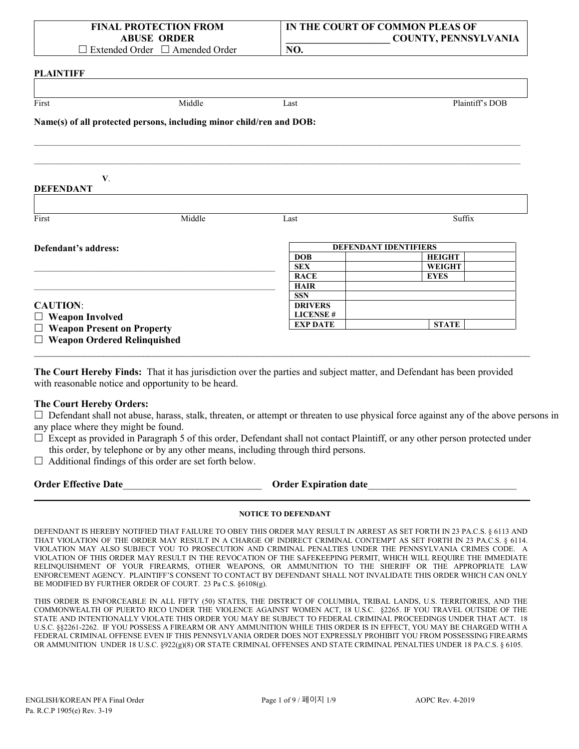| FINAL PROTECTION FROM ABUSE ORDER | IN THE COURT OF COMMON PLEAS OF |
|---|---|
| ☐ Extended Order ☐ Amended Order | ____________________ COUNTY, PENNSYLVANIA |
| | NO. |

**PLAINTIFF**

| | | | |
|---|---|---|---|
| First | Middle | Last | Plaintiff's DOB |

**Name(s) of all protected persons, including minor child/ren and DOB:**

_______________________________________________________________________________

_______________________________________________________________________________

**V.**

**DEFENDANT**

| | | | |
|---|---|---|---|
| First | Middle | Last | Suffix |

**Defendant's address:**

_______________________________________________

_______________________________________________

| DEFENDANT IDENTIFIERS | | | |
|---|---|---|---|
| **DOB** | | **HEIGHT** | |
| **SEX** | | **WEIGHT** | |
| **RACE** | | **EYES** | |
| **HAIR** | | | |
| **SSN** | | | |
| **DRIVERS LICENSE #** | | | |
| **EXP DATE** | | **STATE** | |

**CAUTION**:

☐ **Weapon Involved**

☐ **Weapon Present on Property**

☐ **Weapon Ordered Relinquished**

---

**The Court Hereby Finds:** That it has jurisdiction over the parties and subject matter, and Defendant has been provided with reasonable notice and opportunity to be heard.

**The Court Hereby Orders:**

☐ Defendant shall not abuse, harass, stalk, threaten, or attempt or threaten to use physical force against any of the above persons in any place where they might be found.

☐ Except as provided in Paragraph 5 of this order, Defendant shall not contact Plaintiff, or any other person protected under this order, by telephone or by any other means, including through third persons.

☐ Additional findings of this order are set forth below.

**Order Effective Date**____________________________ **Order Expiration date**______________________________

---

#### NOTICE TO DEFENDANT

DEFENDANT IS HEREBY NOTIFIED THAT FAILURE TO OBEY THIS ORDER MAY RESULT IN ARREST AS SET FORTH IN 23 PA.C.S. § 6113 AND THAT VIOLATION OF THE ORDER MAY RESULT IN A CHARGE OF INDIRECT CRIMINAL CONTEMPT AS SET FORTH IN 23 PA.C.S. § 6114. VIOLATION MAY ALSO SUBJECT YOU TO PROSECUTION AND CRIMINAL PENALTIES UNDER THE PENNSYLVANIA CRIMES CODE. A VIOLATION OF THIS ORDER MAY RESULT IN THE REVOCATION OF THE SAFEKEEPING PERMIT, WHICH WILL REQUIRE THE IMMEDIATE RELINQUISHMENT OF YOUR FIREARMS, OTHER WEAPONS, OR AMMUNITION TO THE SHERIFF OR THE APPROPRIATE LAW ENFORCEMENT AGENCY. PLAINTIFF'S CONSENT TO CONTACT BY DEFENDANT SHALL NOT INVALIDATE THIS ORDER WHICH CAN ONLY BE MODIFIED BY FURTHER ORDER OF COURT. 23 Pa C.S. §6108(g).

THIS ORDER IS ENFORCEABLE IN ALL FIFTY (50) STATES, THE DISTRICT OF COLUMBIA, TRIBAL LANDS, U.S. TERRITORIES, AND THE COMMONWEALTH OF PUERTO RICO UNDER THE VIOLENCE AGAINST WOMEN ACT, 18 U.S.C. §2265. IF YOU TRAVEL OUTSIDE OF THE STATE AND INTENTIONALLY VIOLATE THIS ORDER YOU MAY BE SUBJECT TO FEDERAL CRIMINAL PROCEEDINGS UNDER THAT ACT. 18 U.S.C. §§2261-2262. IF YOU POSSESS A FIREARM OR ANY AMMUNITION WHILE THIS ORDER IS IN EFFECT, YOU MAY BE CHARGED WITH A FEDERAL CRIMINAL OFFENSE EVEN IF THIS PENNSYLVANIA ORDER DOES NOT EXPRESSLY PROHIBIT YOU FROM POSSESSING FIREARMS OR AMMUNITION UNDER 18 U.S.C. §922(g)(8) OR STATE CRIMINAL OFFENSES AND STATE CRIMINAL PENALTIES UNDER 18 PA.C.S. § 6105.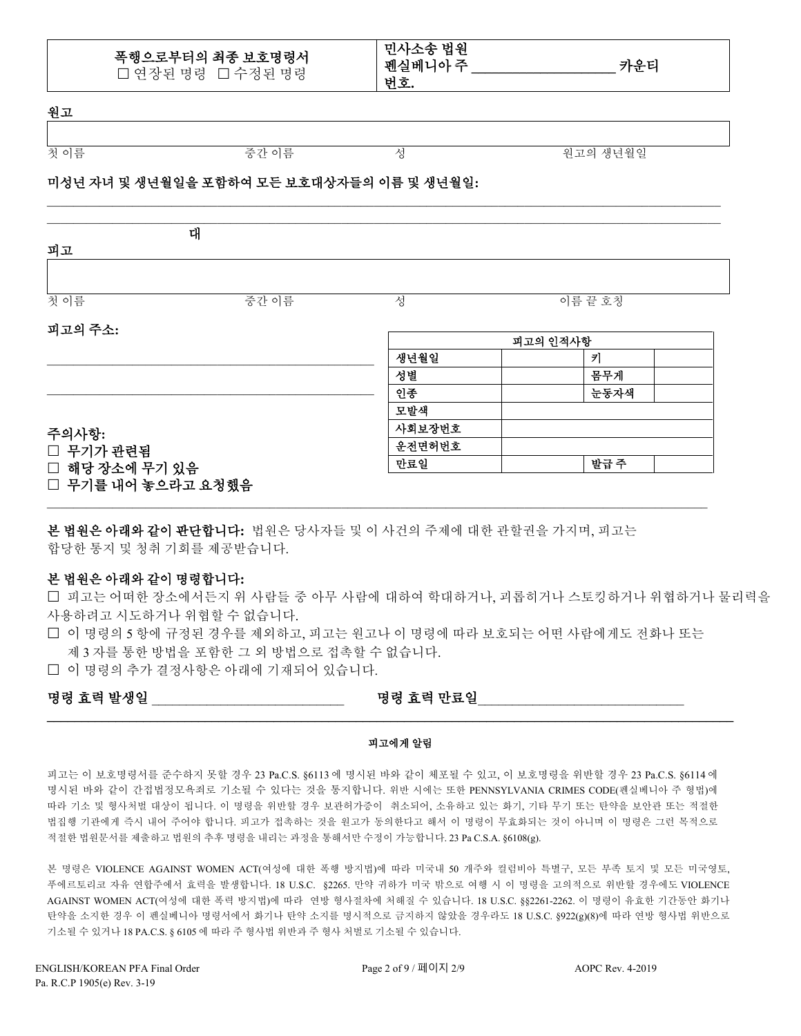| 폭행으로부터의 최종 보호명령서<br>☐ 연장된 명령 ☐ 수정된 명령 | 민사소송 법원<br>펜실베니아 주 ___________________ 카운티<br>번호. |
|---|---|

**원고**

| | | | |
|---|---|---|---|
| 첫 이름 | 중간 이름 | 성 | 원고의 생년월일 |

**미성년 자녀 및 생년월일을 포함하여 모든 보호대상자들의 이름 및 생년월일:**

_______________________________________________________________________________

_______________________________________________________________________________

**대**

**피고**

| | | | |
|---|---|---|---|
| 첫 이름 | 중간 이름 | 성 | 이름 끝 호칭 |

**피고의 주소:**

_______________________________________________

_______________________________________________

| 피고의 인적사항 | | | |
|---|---|---|---|
| 생년월일 | | 키 | |
| 성별 | | 몸무게 | |
| 인종 | | 눈동자색 | |
| 모발색 | | | |
| 사회보장번호 | | | |
| 운전면허번호 | | | |
| 만료일 | | 발급 주 | |

**주의사항:**
**☐ 무기가 관련됨**
**☐ 해당 장소에 무기 있음**
**☐ 무기를 내어 놓으라고 요청했음**

**본 법원은 아래와 같이 판단합니다:** 법원은 당사자들 및 이 사건의 주제에 대한 관할권을 가지며, 피고는 합당한 통지 및 청취 기회를 제공받습니다.

**본 법원은 아래와 같이 명령합니다:**

☐ 피고는 어떠한 장소에서든지 위 사람들 중 아무 사람에 대하여 학대하거나, 괴롭히거나 스토킹하거나 위협하거나 물리력을 사용하려고 시도하거나 위협할 수 없습니다.

☐ 이 명령의 5 항에 규정된 경우를 제외하고, 피고는 원고나 이 명령에 따라 보호되는 어떤 사람에게도 전화나 또는 제 3 자를 통한 방법을 포함한 그 외 방법으로 접촉할 수 없습니다.

☐ 이 명령의 추가 결정사항은 아래에 기재되어 있습니다.

**명령 효력 발생일** ___________________________ **명령 효력 만료일**_____________________________

**피고에게 알림**

피고는 이 보호명령서를 준수하지 못할 경우 23 Pa.C.S. §6113 에 명시된 바와 같이 체포될 수 있고, 이 보호명령을 위반할 경우 23 Pa.C.S. §6114 에 명시된 바와 같이 간접법정모욕죄로 기소될 수 있다는 것을 통지합니다. 위반 시에는 또한 PENNSYLVANIA CRIMES CODE(펜실베니아 주 형법)에 따라 기소 및 형사처벌 대상이 됩니다. 이 명령을 위반할 경우 보관허가증이 취소되어, 소유하고 있는 화기, 기타 무기 또는 탄약을 보안관 또는 적절한 법집행 기관에게 즉시 내어 주어야 합니다. 피고가 접촉하는 것을 원고가 동의한다고 해서 이 명령이 무효화되는 것이 아니며 이 명령은 그런 목적으로 적절한 법원문서를 제출하고 법원의 추후 명령을 내리는 과정을 통해서만 수정이 가능합니다. 23 Pa C.S.A. §6108(g).

본 명령은 VIOLENCE AGAINST WOMEN ACT(여성에 대한 폭행 방지법)에 따라 미국내 50 개주와 컬럼비아 특별구, 모든 부족 토지 및 모든 미국영토, 푸에르토리코 자유 연합주에서 효력을 발생합니다. 18 U.S.C. §2265. 만약 귀하가 미국 밖으로 여행 시 이 명령을 고의적으로 위반할 경우에도 VIOLENCE AGAINST WOMEN ACT(여성에 대한 폭력 방지법)에 따라 연방 형사절차에 처해질 수 있습니다. 18 U.S.C. §§2261-2262. 이 명령이 유효한 기간동안 화기나 탄약을 소지한 경우 이 펜실베니아 명령서에서 화기나 탄약 소지를 명시적으로 금지하지 않았을 경우라도 18 U.S.C. §922(g)(8)에 따라 연방 형사법 위반으로 기소될 수 있거나 18 PA.C.S. § 6105 에 따라 주 형사법 위반과 주 형사 처벌로 기소될 수 있습니다.

ENGLISH/KOREAN PFA Final Order
Pa. R.C.P 1905(e) Rev. 3-19

AOPC Rev. 4-2019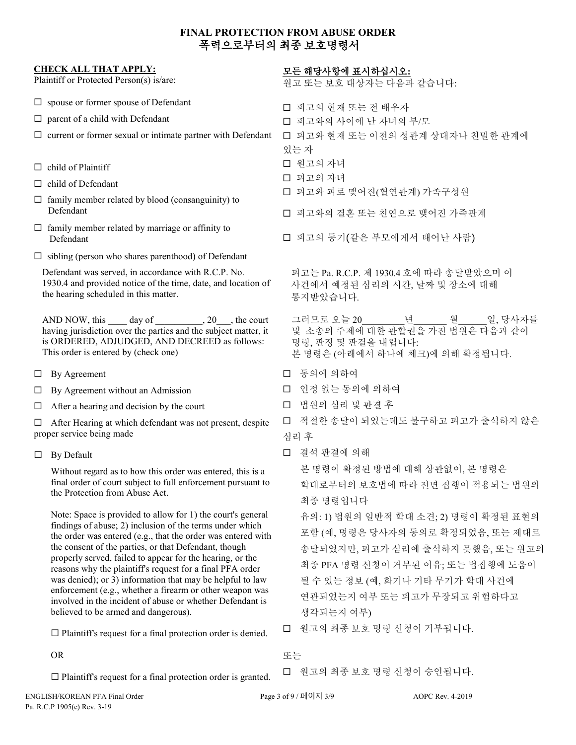# FINAL PROTECTION FROM ABUSE ORDER
# 폭력으로부터의 최종 보호명령서

**CHECK ALL THAT APPLY:**
Plaintiff or Protected Person(s) is/are:

- ☐ spouse or former spouse of Defendant
- ☐ parent of a child with Defendant
- ☐ current or former sexual or intimate partner with Defendant
- ☐ child of Plaintiff
- ☐ child of Defendant
- ☐ family member related by blood (consanguinity) to Defendant
- ☐ family member related by marriage or affinity to Defendant
- ☐ sibling (person who shares parenthood) of Defendant

Defendant was served, in accordance with R.C.P. No. 1930.4 and provided notice of the time, date, and location of the hearing scheduled in this matter.

AND NOW, this ____ day of __________, 20___, the court having jurisdiction over the parties and the subject matter, it is ORDERED, ADJUDGED, AND DECREED as follows: This order is entered by (check one)

- ☐ By Agreement
- ☐ By Agreement without an Admission
- ☐ After a hearing and decision by the court
- ☐ After Hearing at which defendant was not present, despite proper service being made
- ☐ By Default

Without regard as to how this order was entered, this is a final order of court subject to full enforcement pursuant to the Protection from Abuse Act.

Note: Space is provided to allow for 1) the court's general findings of abuse; 2) inclusion of the terms under which the order was entered (e.g., that the order was entered with the consent of the parties, or that Defendant, though properly served, failed to appear for the hearing, or the reasons why the plaintiff's request for a final PFA order was denied); or 3) information that may be helpful to law enforcement (e.g., whether a firearm or other weapon was involved in the incident of abuse or whether Defendant is believed to be armed and dangerous).

☐ Plaintiff's request for a final protection order is denied.

OR

☐ Plaintiff's request for a final protection order is granted.

**모든 해당사항에 표시하십시오:**
원고 또는 보호 대상자는 다음과 같습니다:

- ☐ 피고의 현재 또는 전 배우자
- ☐ 피고와의 사이에 난 자녀의 부/모
- ☐ 피고와 현재 또는 이전의 성관계 상대자나 친밀한 관계에 있는 자
- ☐ 원고의 자녀
- ☐ 피고의 자녀
- ☐ 피고와 피로 맺어진(혈연관계) 가족구성원
- ☐ 피고와의 결혼 또는 친연으로 맺어진 가족관계
- ☐ 피고의 동기(같은 부모에게서 태어난 사람)

피고는 Pa. R.C.P. 제 1930.4 호에 따라 송달받았으며 이 사건에서 예정된 심리의 시간, 날짜 및 장소에 대해 통지받았습니다.

그러므로 오늘 20________년_______ 월______일, 당사자들 및 소송의 주제에 대한 관할권을 가진 법원은 다음과 같이 명령, 판정 및 판결을 내립니다:
본 명령은 (아래에서 하나에 체크)에 의해 확정됩니다.

- ☐ 동의에 의하여
- ☐ 인정 없는 동의에 의하여
- ☐ 법원의 심리 및 판결 후
- ☐ 적절한 송달이 되었는데도 불구하고 피고가 출석하지 않은 심리 후
- ☐ 결석 판결에 의해

본 명령이 확정된 방법에 대해 상관없이, 본 명령은 학대로부터의 보호법에 따라 전면 집행이 적용되는 법원의 최종 명령입니다

유의: 1) 법원의 일반적 학대 소견; 2) 명령이 확정된 표현의 포함 (예, 명령은 당사자의 동의로 확정되었음, 또는 제대로 송달되었지만, 피고가 심리에 출석하지 못했음, 또는 원고의 최종 PFA 명령 신청이 거부된 이유; 또는 법집행에 도움이 될 수 있는 정보 (예, 화기나 기타 무기가 학대 사건에 연관되었는지 여부 또는 피고가 무장되고 위험하다고 생각되는지 여부)

☐ 원고의 최종 보호 명령 신청이 거부됩니다.

또는

☐ 원고의 최종 보호 명령 신청이 승인됩니다.

ENGLISH/KOREAN PFA Final Order
Pa. R.C.P 1905(e) Rev. 3-19
AOPC Rev. 4-2019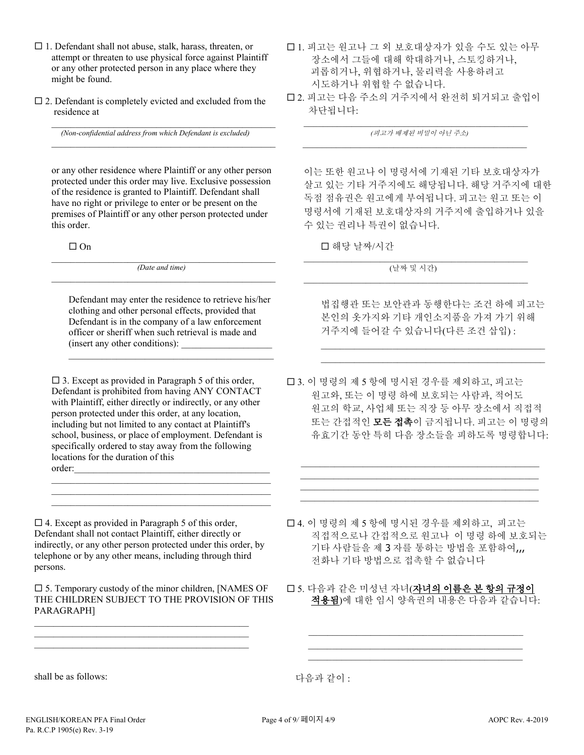☐ 1. Defendant shall not abuse, stalk, harass, threaten, or attempt or threaten to use physical force against Plaintiff or any other protected person in any place where they might be found.

☐ 1. 피고는 원고나 그 외 보호대상자가 있을 수도 있는 아무 장소에서 그들에 대해 학대하거나, 스토킹하거나, 괴롭히거나, 위협하거나, 물리력을 사용하려고 시도하거나 위협할 수 없습니다.

☐ 2. Defendant is completely evicted and excluded from the residence at

______________________________________________
*(Non-confidential address from which Defendant is excluded)*
______________________________________________

or any other residence where Plaintiff or any other person protected under this order may live. Exclusive possession of the residence is granted to Plaintiff. Defendant shall have no right or privilege to enter or be present on the premises of Plaintiff or any other person protected under this order.

☐ 2. 피고는 다음 주소의 거주지에서 완전히 퇴거되고 출입이 차단됩니다:

______________________________________________
*(피고가 배제된 비밀이 아닌 주소)*
______________________________________________

이는 또한 원고나 이 명령서에 기재된 기타 보호대상자가 살고 있는 기타 거주지에도 해당됩니다. 해당 거주지에 대한 독점 점유권은 원고에게 부여됩니다. 피고는 원고 또는 이 명령서에 기재된 보호대상자의 거주지에 출입하거나 있을 수 있는 권리나 특권이 없습니다.

☐ On

______________________________________________
*(Date and time)*
______________________________________________

Defendant may enter the residence to retrieve his/her clothing and other personal effects, provided that Defendant is in the company of a law enforcement officer or sheriff when such retrieval is made and (insert any other conditions): ___________________
______________________________________________

☐ 해당 날짜/시간

______________________________________________
(날짜 및 시간)
______________________________________________

법집행관 또는 보안관과 동행한다는 조건 하에 피고는 본인의 옷가지와 기타 개인소지품을 가져 가기 위해 거주지에 들어갈 수 있습니다(다른 조건 삽입) :
______________________________________________
______________________________________________

☐ 3. Except as provided in Paragraph 5 of this order, Defendant is prohibited from having ANY CONTACT with Plaintiff, either directly or indirectly, or any other person protected under this order, at any location, including but not limited to any contact at Plaintiff's school, business, or place of employment. Defendant is specifically ordered to stay away from the following locations for the duration of this order:_________________________________________
______________________________________________
______________________________________________
______________________________________________

☐ 3. 이 명령의 제 5 항에 명시된 경우를 제외하고, 피고는 원고와, 또는 이 명령 하에 보호되는 사람과, 적어도 원고의 학교, 사업체 또는 직장 등 아무 장소에서 직접적 또는 간접적인 **모든 접촉**이 금지됩니다. 피고는 이 명령의 유효기간 동안 특히 다음 장소들을 피하도록 명령합니다:

______________________________________________
______________________________________________
______________________________________________
______________________________________________

☐ 4. Except as provided in Paragraph 5 of this order, Defendant shall not contact Plaintiff, either directly or indirectly, or any other person protected under this order, by telephone or by any other means, including through third persons.

☐ 4. 이 명령의 제 5 항에 명시된 경우를 제외하고, 피고는 직접적으로나 간접적으로 원고나 이 명령 하에 보호되는 기타 사람들을 제 3 자를 통하는 방법을 포함하여,,, 전화나 기타 방법으로 접촉할 수 없습니다

☐ 5. Temporary custody of the minor children, [NAMES OF THE CHILDREN SUBJECT TO THE PROVISION OF THIS PARAGRAPH]

______________________________________________
______________________________________________
______________________________________________

shall be as follows:

☐ 5. 다음과 같은 미성년 자녀(**자녀의 이름은 본 항의 규정이 적용됨**)에 대한 임시 양육권의 내용은 다음과 같습니다:

______________________________________________
______________________________________________
______________________________________________

다음과 같이 :

ENGLISH/KOREAN PFA Final Order
Pa. R.C.P 1905(e) Rev. 3-19
AOPC Rev. 4-2019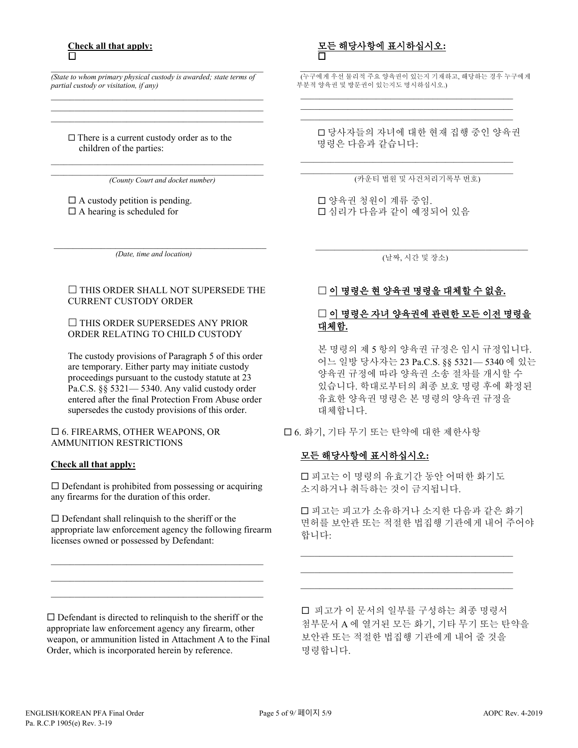**Check all that apply:**
☐

\_\_\_\_\_\_\_\_\_\_\_\_\_\_\_\_\_\_\_\_\_\_\_\_\_\_\_\_\_\_\_\_\_\_\_\_\_\_\_\_\_\_\_\_
*(State to whom primary physical custody is awarded; state terms of partial custody or visitation, if any)*

\_\_\_\_\_\_\_\_\_\_\_\_\_\_\_\_\_\_\_\_\_\_\_\_\_\_\_\_\_\_\_\_\_\_\_\_\_\_\_\_\_\_\_\_
\_\_\_\_\_\_\_\_\_\_\_\_\_\_\_\_\_\_\_\_\_\_\_\_\_\_\_\_\_\_\_\_\_\_\_\_\_\_\_\_\_\_\_\_
\_\_\_\_\_\_\_\_\_\_\_\_\_\_\_\_\_\_\_\_\_\_\_\_\_\_\_\_\_\_\_\_\_\_\_\_\_\_\_\_\_\_\_\_

☐ There is a current custody order as to the children of the parties:

\_\_\_\_\_\_\_\_\_\_\_\_\_\_\_\_\_\_\_\_\_\_\_\_\_\_\_\_\_\_\_\_\_\_\_\_\_\_\_\_\_\_\_\_
\_\_\_\_\_\_\_\_\_\_\_\_\_\_\_\_\_\_\_\_\_\_\_\_\_\_\_\_\_\_\_\_\_\_\_\_\_\_\_\_\_\_\_\_
*(County Court and docket number)*

☐ A custody petition is pending.
☐ A hearing is scheduled for

\_\_\_\_\_\_\_\_\_\_\_\_\_\_\_\_\_\_\_\_\_\_\_\_\_\_\_\_\_\_\_\_\_\_\_\_\_\_\_\_\_\_\_\_
*(Date, time and location)*

☐ THIS ORDER SHALL NOT SUPERSEDE THE CURRENT CUSTODY ORDER

☐ THIS ORDER SUPERSEDES ANY PRIOR ORDER RELATING TO CHILD CUSTODY

The custody provisions of Paragraph 5 of this order are temporary. Either party may initiate custody proceedings pursuant to the custody statute at 23 Pa.C.S. §§ 5321— 5340. Any valid custody order entered after the final Protection From Abuse order supersedes the custody provisions of this order.

☐ 6. FIREARMS, OTHER WEAPONS, OR AMMUNITION RESTRICTIONS

**Check all that apply:**

☐ Defendant is prohibited from possessing or acquiring any firearms for the duration of this order.

☐ Defendant shall relinquish to the sheriff or the appropriate law enforcement agency the following firearm licenses owned or possessed by Defendant:

\_\_\_\_\_\_\_\_\_\_\_\_\_\_\_\_\_\_\_\_\_\_\_\_\_\_\_\_\_\_\_\_\_\_\_\_\_\_\_\_\_\_\_\_
\_\_\_\_\_\_\_\_\_\_\_\_\_\_\_\_\_\_\_\_\_\_\_\_\_\_\_\_\_\_\_\_\_\_\_\_\_\_\_\_\_\_\_\_
\_\_\_\_\_\_\_\_\_\_\_\_\_\_\_\_\_\_\_\_\_\_\_\_\_\_\_\_\_\_\_\_\_\_\_\_\_\_\_\_\_\_\_\_

☐ Defendant is directed to relinquish to the sheriff or the appropriate law enforcement agency any firearm, other weapon, or ammunition listed in Attachment A to the Final Order, which is incorporated herein by reference.

**모든 해당사항에 표시하십시오:**
☐

\_\_\_\_\_\_\_\_\_\_\_\_\_\_\_\_\_\_\_\_\_\_\_\_\_\_\_\_\_\_\_\_\_\_\_\_\_\_\_\_\_\_\_\_
(누구에게 우선 물리적 주요 양육권이 있는지 기재하고, 해당하는 경우 누구에게 부분적 양육권 및 방문권이 있는지도 명시하십시오.)

\_\_\_\_\_\_\_\_\_\_\_\_\_\_\_\_\_\_\_\_\_\_\_\_\_\_\_\_\_\_\_\_\_\_\_\_\_\_\_\_\_\_\_\_
\_\_\_\_\_\_\_\_\_\_\_\_\_\_\_\_\_\_\_\_\_\_\_\_\_\_\_\_\_\_\_\_\_\_\_\_\_\_\_\_\_\_\_\_
\_\_\_\_\_\_\_\_\_\_\_\_\_\_\_\_\_\_\_\_\_\_\_\_\_\_\_\_\_\_\_\_\_\_\_\_\_\_\_\_\_\_\_\_

☐ 당사자들의 자녀에 대한 현재 집행 중인 양육권 명령은 다음과 같습니다:

\_\_\_\_\_\_\_\_\_\_\_\_\_\_\_\_\_\_\_\_\_\_\_\_\_\_\_\_\_\_\_\_\_\_\_\_\_\_\_\_\_\_\_\_
\_\_\_\_\_\_\_\_\_\_\_\_\_\_\_\_\_\_\_\_\_\_\_\_\_\_\_\_\_\_\_\_\_\_\_\_\_\_\_\_\_\_\_\_
(카운티 법원 및 사건처리기록부 번호)

☐ 양육권 청원이 계류 중임.
☐ 심리가 다음과 같이 예정되어 있음

\_\_\_\_\_\_\_\_\_\_\_\_\_\_\_\_\_\_\_\_\_\_\_\_\_\_\_\_\_\_\_\_\_\_\_\_\_\_\_\_\_\_\_\_
(날짜, 시간 및 장소)

☐ **이 명령은 현 양육권 명령을 대체할 수 없음.**

☐ **이 명령은 자녀 양육권에 관련한 모든 이전 명령을 대체함.**

본 명령의 제 5 항의 양육권 규정은 임시 규정입니다. 어느 일방 당사자는 23 Pa.C.S. §§ 5321— 5340 에 있는 양육권 규정에 따라 양육권 소송 절차를 개시할 수 있습니다. 학대로부터의 최종 보호 명령 후에 확정된 유효한 양육권 명령은 본 명령의 양육권 규정을 대체합니다.

☐ 6. 화기, 기타 무기 또는 탄약에 대한 제한사항

**모든 해당사항에 표시하십시오:**

☐ 피고는 이 명령의 유효기간 동안 어떠한 화기도 소지하거나 취득하는 것이 금지됩니다.

☐ 피고는 피고가 소유하거나 소지한 다음과 같은 화기 면허를 보안관 또는 적절한 법집행 기관에게 내어 주어야 합니다:

\_\_\_\_\_\_\_\_\_\_\_\_\_\_\_\_\_\_\_\_\_\_\_\_\_\_\_\_\_\_\_\_\_\_\_\_\_\_\_\_\_\_\_\_
\_\_\_\_\_\_\_\_\_\_\_\_\_\_\_\_\_\_\_\_\_\_\_\_\_\_\_\_\_\_\_\_\_\_\_\_\_\_\_\_\_\_\_\_
\_\_\_\_\_\_\_\_\_\_\_\_\_\_\_\_\_\_\_\_\_\_\_\_\_\_\_\_\_\_\_\_\_\_\_\_\_\_\_\_\_\_\_\_

☐ 피고가 이 문서의 일부를 구성하는 최종 명령서 첨부문서 A 에 열거된 모든 화기, 기타 무기 또는 탄약을 보안관 또는 적절한 법집행 기관에게 내어 줄 것을 명령합니다.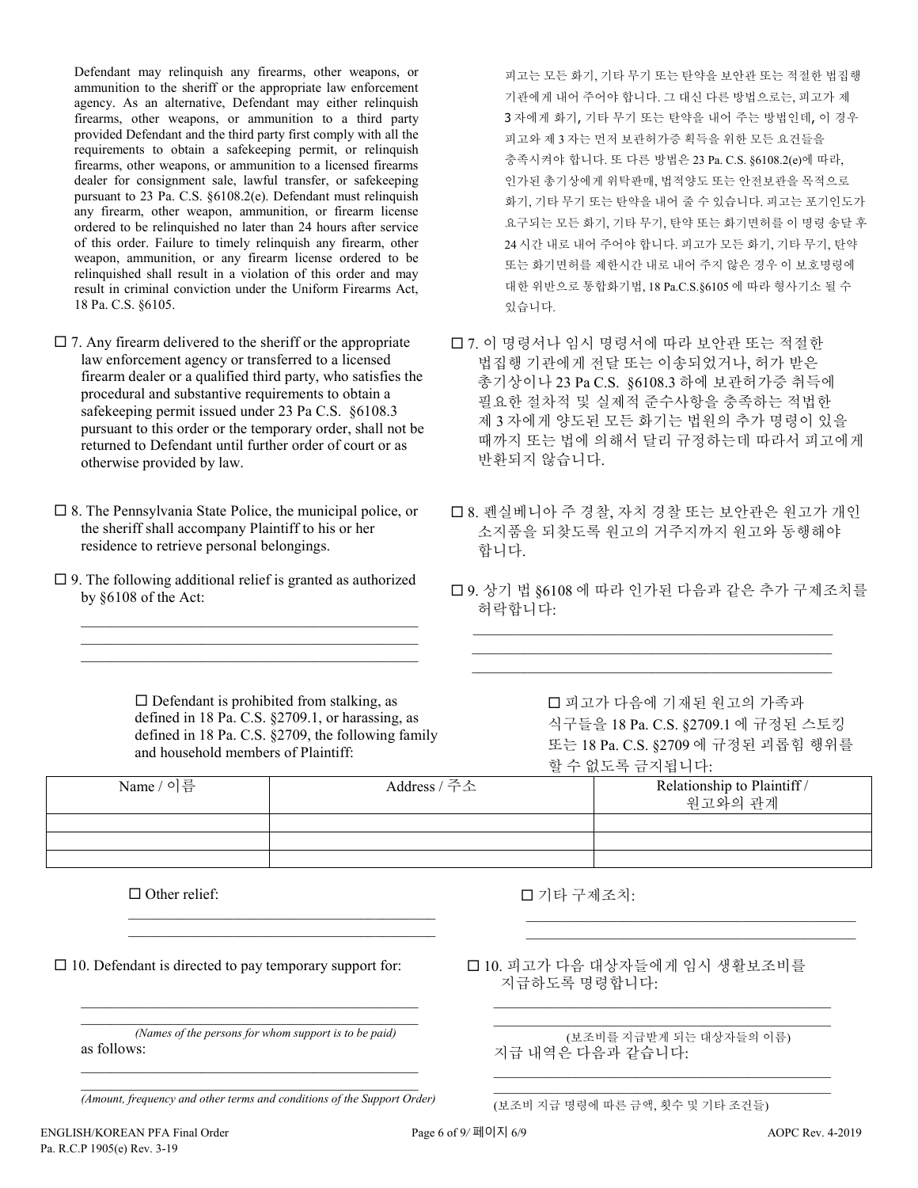Defendant may relinquish any firearms, other weapons, or ammunition to the sheriff or the appropriate law enforcement agency. As an alternative, Defendant may either relinquish firearms, other weapons, or ammunition to a third party provided Defendant and the third party first comply with all the requirements to obtain a safekeeping permit, or relinquish firearms, other weapons, or ammunition to a licensed firearms dealer for consignment sale, lawful transfer, or safekeeping pursuant to 23 Pa. C.S. §6108.2(e). Defendant must relinquish any firearm, other weapon, ammunition, or firearm license ordered to be relinquished no later than 24 hours after service of this order. Failure to timely relinquish any firearm, other weapon, ammunition, or any firearm license ordered to be relinquished shall result in a violation of this order and may result in criminal conviction under the Uniform Firearms Act, 18 Pa. C.S. §6105.

피고는 모든 화기, 기타 무기 또는 탄약을 보안관 또는 적절한 법집행 기관에게 내어 주어야 합니다. 그 대신 다른 방법으로는, 피고가 제 3 자에게 화기, 기타 무기 또는 탄약을 내어 주는 방법인데, 이 경우 피고와 제 3 자는 먼저 보관허가증 획득을 위한 모든 요건들을 충족시켜야 합니다. 또 다른 방법은 23 Pa. C.S. §6108.2(e)에 따라, 인가된 총기상에게 위탁판매, 법적양도 또는 안전보관을 목적으로 화기, 기타 무기 또는 탄약을 내어 줄 수 있습니다. 피고는 포기인도가 요구되는 모든 화기, 기타 무기, 탄약 또는 화기면허를 이 명령 송달 후 24 시간 내로 내어 주어야 합니다. 피고가 모든 화기, 기타 무기, 탄약 또는 화기면허를 제한시간 내로 내어 주지 않은 경우 이 보호명령에 대한 위반으로 통합화기법, 18 Pa.C.S.§6105 에 따라 형사기소 될 수 있습니다.

☐ 7. Any firearm delivered to the sheriff or the appropriate law enforcement agency or transferred to a licensed firearm dealer or a qualified third party, who satisfies the procedural and substantive requirements to obtain a safekeeping permit issued under 23 Pa C.S. §6108.3 pursuant to this order or the temporary order, shall not be returned to Defendant until further order of court or as otherwise provided by law.

☐ 7. 이 명령서나 임시 명령서에 따라 보안관 또는 적절한 법집행 기관에게 전달 또는 이송되었거나, 허가 받은 총기상이나 23 Pa C.S. §6108.3 하에 보관허가증 취득에 필요한 절차적 및 실제적 준수사항을 충족하는 적법한 제 3 자에게 양도된 모든 화기는 법원의 추가 명령이 있을 때까지 또는 법에 의해서 달리 규정하는데 따라서 피고에게 반환되지 않습니다.

☐ 8. The Pennsylvania State Police, the municipal police, or the sheriff shall accompany Plaintiff to his or her residence to retrieve personal belongings.

☐ 8. 펜실베니아 주 경찰, 자치 경찰 또는 보안관은 원고가 개인 소지품을 되찾도록 원고의 거주지까지 원고와 동행해야 합니다.

☐ 9. The following additional relief is granted as authorized by §6108 of the Act:

☐ 9. 상기 법 §6108 에 따라 인가된 다음과 같은 추가 구제조치를 허락합니다:

______________________________________________
______________________________________________
______________________________________________

☐ Defendant is prohibited from stalking, as defined in 18 Pa. C.S. §2709.1, or harassing, as defined in 18 Pa. C.S. §2709, the following family and household members of Plaintiff:

☐ 피고가 다음에 기재된 원고의 가족과 식구들을 18 Pa. C.S. §2709.1 에 규정된 스토킹 또는 18 Pa. C.S. §2709 에 규정된 괴롭힘 행위를 할 수 없도록 금지됩니다:

| Name / 이름 | Address / 주소 | Relationship to Plaintiff / 원고와의 관계 |
|---|---|---|
| | | |
| | | |
| | | |

☐ Other relief:

☐ 기타 구제조치:

______________________________________________
______________________________________________

☐ 10. Defendant is directed to pay temporary support for:

☐ 10. 피고가 다음 대상자들에게 임시 생활보조비를 지급하도록 명령합니다:

______________________________________________
______________________________________________

*(Names of the persons for whom support is to be paid)*

(보조비를 지급받게 되는 대상자들의 이름)

as follows:

지급 내역은 다음과 같습니다:

______________________________________________
______________________________________________

*(Amount, frequency and other terms and conditions of the Support Order)*

(보조비 지급 명령에 따른 금액, 횟수 및 기타 조건들)

ENGLISH/KOREAN PFA Final Order
Pa. R.C.P 1905(e) Rev. 3-19
AOPC Rev. 4-2019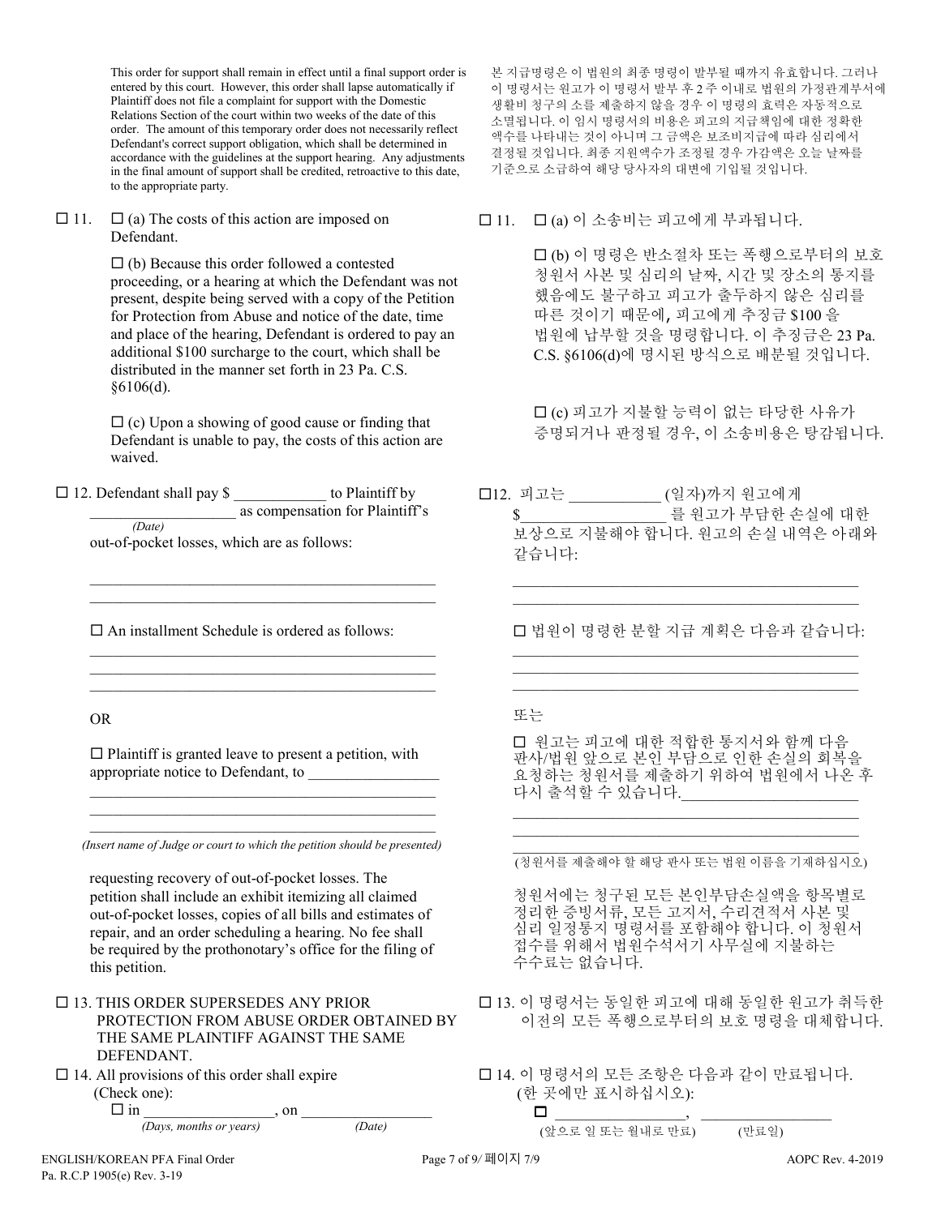This order for support shall remain in effect until a final support order is entered by this court. However, this order shall lapse automatically if Plaintiff does not file a complaint for support with the Domestic Relations Section of the court within two weeks of the date of this order. The amount of this temporary order does not necessarily reflect Defendant's correct support obligation, which shall be determined in accordance with the guidelines at the support hearing. Any adjustments in the final amount of support shall be credited, retroactive to this date, to the appropriate party.

본 지급명령은 이 법원의 최종 명령이 발부될 때까지 유효합니다. 그러나 이 명령서는 원고가 이 명령서 발부 후 2주 이내로 법원의 가정관계부서에 생활비 청구의 소를 제출하지 않을 경우 이 명령의 효력은 자동적으로 소멸됩니다. 이 임시 명령서의 비용은 피고의 지급책임에 대한 정확한 액수를 나타내는 것이 아니며 그 금액은 보조비지급에 따라 심리에서 결정될 것입니다. 최종 지원액수가 조정될 경우 가감액은 오늘 날짜를 기준으로 소급하여 해당 당사자의 대변에 기입될 것입니다.

☐ 11. ☐ (a) The costs of this action are imposed on Defendant.

☐ (b) Because this order followed a contested proceeding, or a hearing at which the Defendant was not present, despite being served with a copy of the Petition for Protection from Abuse and notice of the date, time and place of the hearing, Defendant is ordered to pay an additional $100 surcharge to the court, which shall be distributed in the manner set forth in 23 Pa. C.S. §6106(d).

☐ (c) Upon a showing of good cause or finding that Defendant is unable to pay, the costs of this action are waived.

☐ 11. ☐ (a) 이 소송비는 피고에게 부과됩니다.

☐ (b) 이 명령은 반소절차 또는 폭행으로부터의 보호 청원서 사본 및 심리의 날짜, 시간 및 장소의 통지를 했음에도 불구하고 피고가 출두하지 않은 심리를 따른 것이기 때문에, 피고에게 추징금 $100 을 법원에 납부할 것을 명령합니다. 이 추징금은 23 Pa. C.S. §6106(d)에 명시된 방식으로 배분될 것입니다.

☐ (c) 피고가 지불할 능력이 없는 타당한 사유가 증명되거나 판정될 경우, 이 소송비용은 탕감됩니다.

☐ 12. Defendant shall pay $ ____________ to Plaintiff by ___________________ *(Date)* as compensation for Plaintiff's out-of-pocket losses, which are as follows:

_______________________________________________

_______________________________________________

☐ An installment Schedule is ordered as follows:

_______________________________________________

_______________________________________________

_______________________________________________

OR

☐ Plaintiff is granted leave to present a petition, with appropriate notice to Defendant, to ________________

_______________________________________________

_______________________________________________

*(Insert name of Judge or court to which the petition should be presented)*

requesting recovery of out-of-pocket losses. The petition shall include an exhibit itemizing all claimed out-of-pocket losses, copies of all bills and estimates of repair, and an order scheduling a hearing. No fee shall be required by the prothonotary's office for the filing of this petition.

☐12. 피고는 ___________ (일자)까지 원고에게 $_________________ 를 원고가 부담한 손실에 대한 보상으로 지불해야 합니다. 원고의 손실 내역은 아래와 같습니다:

_______________________________________________

_______________________________________________

☐ 법원이 명령한 할 분할 지급 계획은 다음과 같습니다:

_______________________________________________

_______________________________________________

_______________________________________________

또는

☐ 원고는 피고에 대한 적합한 통지서와 함께 다음 판사/법원 앞으로 본인 부담으로 인한 손실의 회복을 요청하는 청원서를 제출하기 위하여 법원에서 나온 후 다시 출석할 수 있습니다.____________________

_______________________________________________

_______________________________________________

(청원서를 제출해야 할 해당 판사 또는 법원 이름을 기재하십시오)

청원서에는 청구된 모든 본인부담손실액을 항목별로 정리한 증빙서류, 모든 고지서, 수리견적서 사본 및 심리 일정통지 명령서를 포함해야 합니다. 이 청원서 접수를 위해서 법원수석서기 사무실에 지불하는 수수료는 없습니다.

☐ 13. THIS ORDER SUPERSEDES ANY PRIOR PROTECTION FROM ABUSE ORDER OBTAINED BY THE SAME PLAINTIFF AGAINST THE SAME DEFENDANT.

☐ 13. 이 명령서는 동일한 피고에 대해 동일한 원고가 취득한 이전의 모든 폭행으로부터의 보호 명령을 대체합니다.

☐ 14. All provisions of this order shall expire (Check one):

☐ in ________________ *(Days, months or years)*, on ________________ *(Date)*

☐ 14. 이 명령서의 모든 조항은 다음과 같이 만료됩니다. (한 곳에만 표시하십시오):

☐ ________________ (앞으로 일 또는 월내로 만료), ________________ (만료일)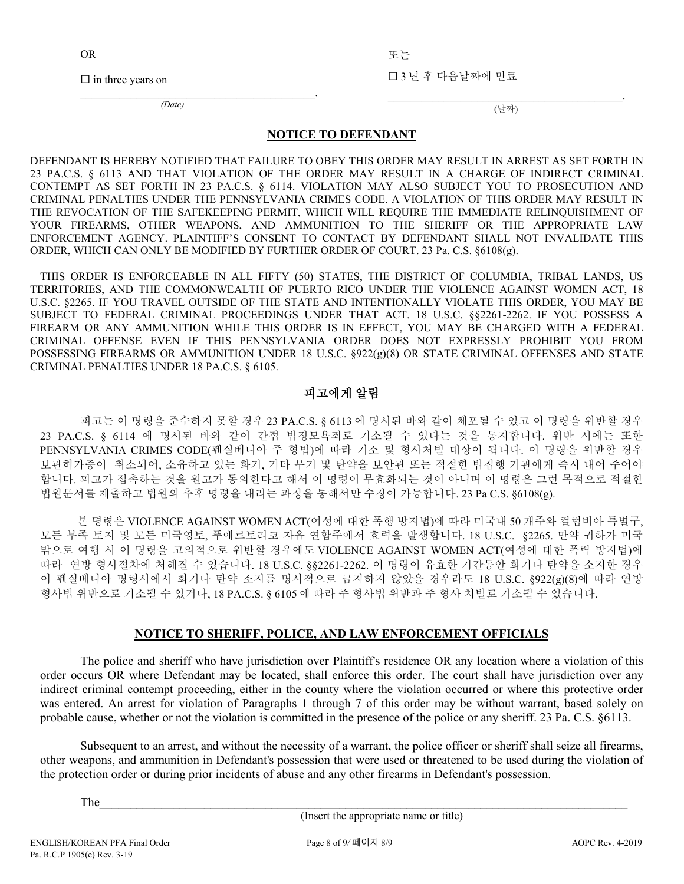OR

☐ in three years on

_________________________________________.

*(Date)*

또는

☐ 3 년 후 다음날짜에 만료

_________________________________________.

(날짜)

## NOTICE TO DEFENDANT

DEFENDANT IS HEREBY NOTIFIED THAT FAILURE TO OBEY THIS ORDER MAY RESULT IN ARREST AS SET FORTH IN 23 PA.C.S. § 6113 AND THAT VIOLATION OF THE ORDER MAY RESULT IN A CHARGE OF INDIRECT CRIMINAL CONTEMPT AS SET FORTH IN 23 PA.C.S. § 6114. VIOLATION MAY ALSO SUBJECT YOU TO PROSECUTION AND CRIMINAL PENALTIES UNDER THE PENNSYLVANIA CRIMES CODE. A VIOLATION OF THIS ORDER MAY RESULT IN THE REVOCATION OF THE SAFEKEEPING PERMIT, WHICH WILL REQUIRE THE IMMEDIATE RELINQUISHMENT OF YOUR FIREARMS, OTHER WEAPONS, AND AMMUNITION TO THE SHERIFF OR THE APPROPRIATE LAW ENFORCEMENT AGENCY. PLAINTIFF'S CONSENT TO CONTACT BY DEFENDANT SHALL NOT INVALIDATE THIS ORDER, WHICH CAN ONLY BE MODIFIED BY FURTHER ORDER OF COURT. 23 Pa. C.S. §6108(g).

THIS ORDER IS ENFORCEABLE IN ALL FIFTY (50) STATES, THE DISTRICT OF COLUMBIA, TRIBAL LANDS, US TERRITORIES, AND THE COMMONWEALTH OF PUERTO RICO UNDER THE VIOLENCE AGAINST WOMEN ACT, 18 U.S.C. §2265. IF YOU TRAVEL OUTSIDE OF THE STATE AND INTENTIONALLY VIOLATE THIS ORDER, YOU MAY BE SUBJECT TO FEDERAL CRIMINAL PROCEEDINGS UNDER THAT ACT. 18 U.S.C. §§2261-2262. IF YOU POSSESS A FIREARM OR ANY AMMUNITION WHILE THIS ORDER IS IN EFFECT, YOU MAY BE CHARGED WITH A FEDERAL CRIMINAL OFFENSE EVEN IF THIS PENNSYLVANIA ORDER DOES NOT EXPRESSLY PROHIBIT YOU FROM POSSESSING FIREARMS OR AMMUNITION UNDER 18 U.S.C. §922(g)(8) OR STATE CRIMINAL OFFENSES AND STATE CRIMINAL PENALTIES UNDER 18 PA.C.S. § 6105.

## 피고에게 알림

피고는 이 명령을 준수하지 못할 경우 23 PA.C.S. § 6113 에 명시된 바와 같이 체포될 수 있고 이 명령을 위반할 경우 23 PA.C.S. § 6114 에 명시된 바와 같이 간접 법정모욕죄로 기소될 수 있다는 것을 통지합니다. 위반 시에는 또한 PENNSYLVANIA CRIMES CODE(펜실베니아 주 형법)에 따라 기소 및 형사처벌 대상이 됩니다. 이 명령을 위반할 경우 보관허가증이 취소되어, 소유하고 있는 화기, 기타 무기 및 탄약을 보안관 또는 적절한 법집행 기관에게 즉시 내어 주어야 합니다. 피고가 접촉하는 것을 원고가 동의한다고 해서 이 명령이 무효화되는 것이 아니며 이 명령은 그런 목적으로 적절한 법원문서를 제출하고 법원의 추후 명령을 내리는 과정을 통해서만 수정이 가능합니다. 23 Pa C.S. §6108(g).

본 명령은 VIOLENCE AGAINST WOMEN ACT(여성에 대한 폭행 방지법)에 따라 미국내 50 개주와 컬럼비아 특별구, 모든 부족 토지 및 모든 미국영토, 푸에르토리코 자유 연합주에서 효력을 발생합니다. 18 U.S.C. §2265. 만약 귀하가 미국 밖으로 여행 시 이 명령을 고의적으로 위반할 경우에도 VIOLENCE AGAINST WOMEN ACT(여성에 대한 폭력 방지법)에 따라 연방 형사절차에 처해질 수 있습니다. 18 U.S.C. §§2261-2262. 이 명령이 유효한 기간동안 화기나 탄약을 소지한 경우 이 펜실베니아 명령서에서 화기나 탄약 소지를 명시적으로 금지하지 않았을 경우라도 18 U.S.C. §922(g)(8)에 따라 연방 형사법 위반으로 기소될 수 있거나, 18 PA.C.S. § 6105 에 따라 주 형사법 위반과 주 형사 처벌로 기소될 수 있습니다.

## NOTICE TO SHERIFF, POLICE, AND LAW ENFORCEMENT OFFICIALS

The police and sheriff who have jurisdiction over Plaintiff's residence OR any location where a violation of this order occurs OR where Defendant may be located, shall enforce this order. The court shall have jurisdiction over any indirect criminal contempt proceeding, either in the county where the violation occurred or where this protective order was entered. An arrest for violation of Paragraphs 1 through 7 of this order may be without warrant, based solely on probable cause, whether or not the violation is committed in the presence of the police or any sheriff. 23 Pa. C.S. §6113.

Subsequent to an arrest, and without the necessity of a warrant, the police officer or sheriff shall seize all firearms, other weapons, and ammunition in Defendant's possession that were used or threatened to be used during the violation of the protection order or during prior incidents of abuse and any other firearms in Defendant's possession.

The_____________________________________________________________________________

(Insert the appropriate name or title)

ENGLISH/KOREAN PFA Final Order
Pa. R.C.P 1905(e) Rev. 3-19

AOPC Rev. 4-2019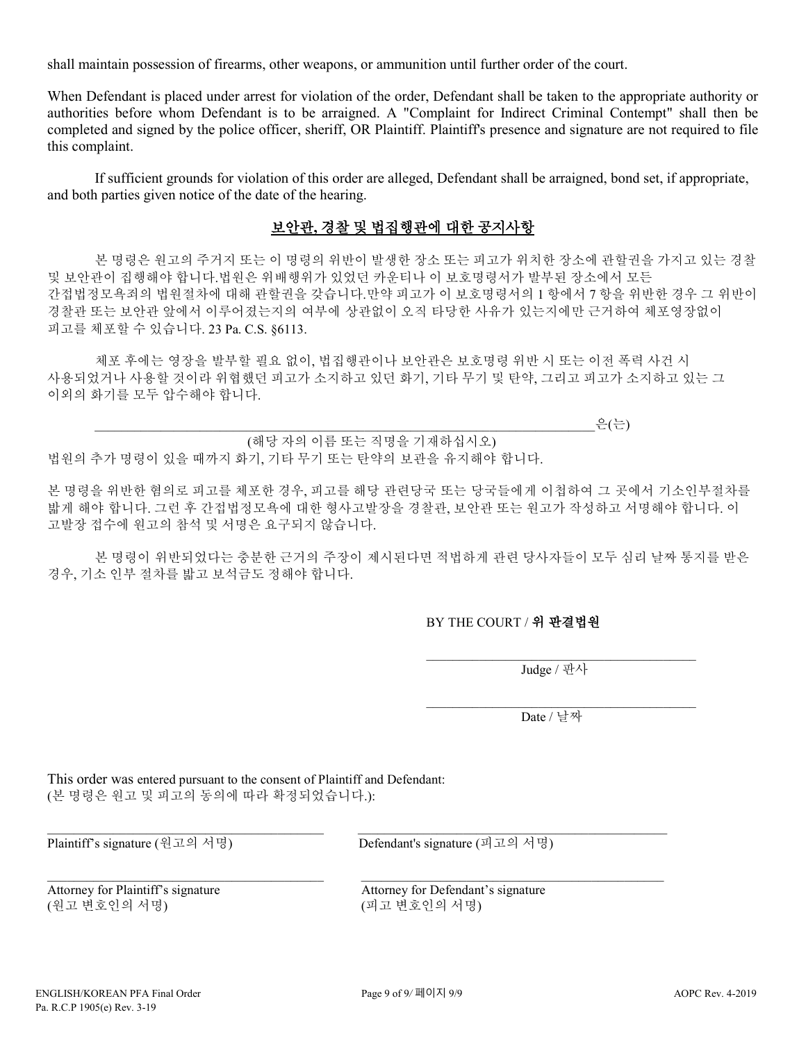shall maintain possession of firearms, other weapons, or ammunition until further order of the court.

When Defendant is placed under arrest for violation of the order, Defendant shall be taken to the appropriate authority or authorities before whom Defendant is to be arraigned. A "Complaint for Indirect Criminal Contempt" shall then be completed and signed by the police officer, sheriff, OR Plaintiff. Plaintiff's presence and signature are not required to file this complaint.

If sufficient grounds for violation of this order are alleged, Defendant shall be arraigned, bond set, if appropriate, and both parties given notice of the date of the hearing.

## 보안관, 경찰 및 법집행관에 대한 공지사항

본 명령은 원고의 주거지 또는 이 명령의 위반이 발생한 장소 또는 피고가 위치한 장소에 관할권을 가지고 있는 경찰 및 보안관이 집행해야 합니다.법원은 위배행위가 있었던 카운티나 이 보호명령서가 발부된 장소에서 모든 간접법정모욕죄의 법원절차에 대해 관할권을 갖습니다.만약 피고가 이 보호명령서의 1 항에서 7 항을 위반한 경우 그 위반이 경찰관 또는 보안관 앞에서 이루어졌는지의 여부에 상관없이 오직 타당한 사유가 있는지에만 근거하여 체포영장없이 피고를 체포할 수 있습니다. 23 Pa. C.S. §6113.

체포 후에는 영장을 발부할 필요 없이, 법집행관이나 보안관은 보호명령 위반 시 또는 이전 폭력 사건 시 사용되었거나 사용할 것이라 위협했던 피고가 소지하고 있던 화기, 기타 무기 및 탄약, 그리고 피고가 소지하고 있는 그 이외의 화기를 모두 압수해야 합니다.

\_\_\_\_\_\_\_\_\_\_\_\_\_\_\_\_\_\_\_\_\_\_\_\_\_\_\_\_\_\_\_\_\_\_\_\_\_\_\_\_\_\_\_\_\_\_\_\_\_\_\_\_\_\_\_\_\_\_\_\_\_\_은(는)
(해당 자의 이름 또는 직명을 기재하십시오)
법원의 추가 명령이 있을 때까지 화기, 기타 무기 또는 탄약의 보관을 유지해야 합니다.

본 명령을 위반한 혐의로 피고를 체포한 경우, 피고를 해당 관련당국 또는 당국들에게 이첩하여 그 곳에서 기소인부절차를 밟게 해야 합니다. 그런 후 간접법정모욕에 대한 형사고발장을 경찰관, 보안관 또는 원고가 작성하고 서명해야 합니다. 이 고발장 접수에 원고의 참석 및 서명은 요구되지 않습니다.

본 명령이 위반되었다는 충분한 근거의 주장이 제시된다면 적법하게 관련 당사자들이 모두 심리 날짜 통지를 받은 경우, 기소 인부 절차를 밟고 보석금도 정해야 합니다.

BY THE COURT / **위 판결법원**

\_\_\_\_\_\_\_\_\_\_\_\_\_\_\_\_\_\_\_\_\_\_\_\_\_\_\_\_\_\_\_\_\_\_\_\_\_\_\_\_
Judge / 판사

\_\_\_\_\_\_\_\_\_\_\_\_\_\_\_\_\_\_\_\_\_\_\_\_\_\_\_\_\_\_\_\_\_\_\_\_\_\_\_\_
Date / 날짜

This order was entered pursuant to the consent of Plaintiff and Defendant:
(본 명령은 원고 및 피고의 동의에 따라 확정되었습니다.):

| | |
|---|---|
| \_\_\_\_\_\_\_\_\_\_\_\_\_\_\_\_\_\_\_\_\_\_\_\_\_\_\_\_\_\_\_\_ | \_\_\_\_\_\_\_\_\_\_\_\_\_\_\_\_\_\_\_\_\_\_\_\_\_\_\_\_\_\_\_\_ |
| Plaintiff's signature (원고의 서명) | Defendant's signature (피고의 서명) |
| \_\_\_\_\_\_\_\_\_\_\_\_\_\_\_\_\_\_\_\_\_\_\_\_\_\_\_\_\_\_\_\_ | \_\_\_\_\_\_\_\_\_\_\_\_\_\_\_\_\_\_\_\_\_\_\_\_\_\_\_\_\_\_\_\_ |
| Attorney for Plaintiff's signature (원고 변호인의 서명) | Attorney for Defendant's signature (피고 변호인의 서명) |